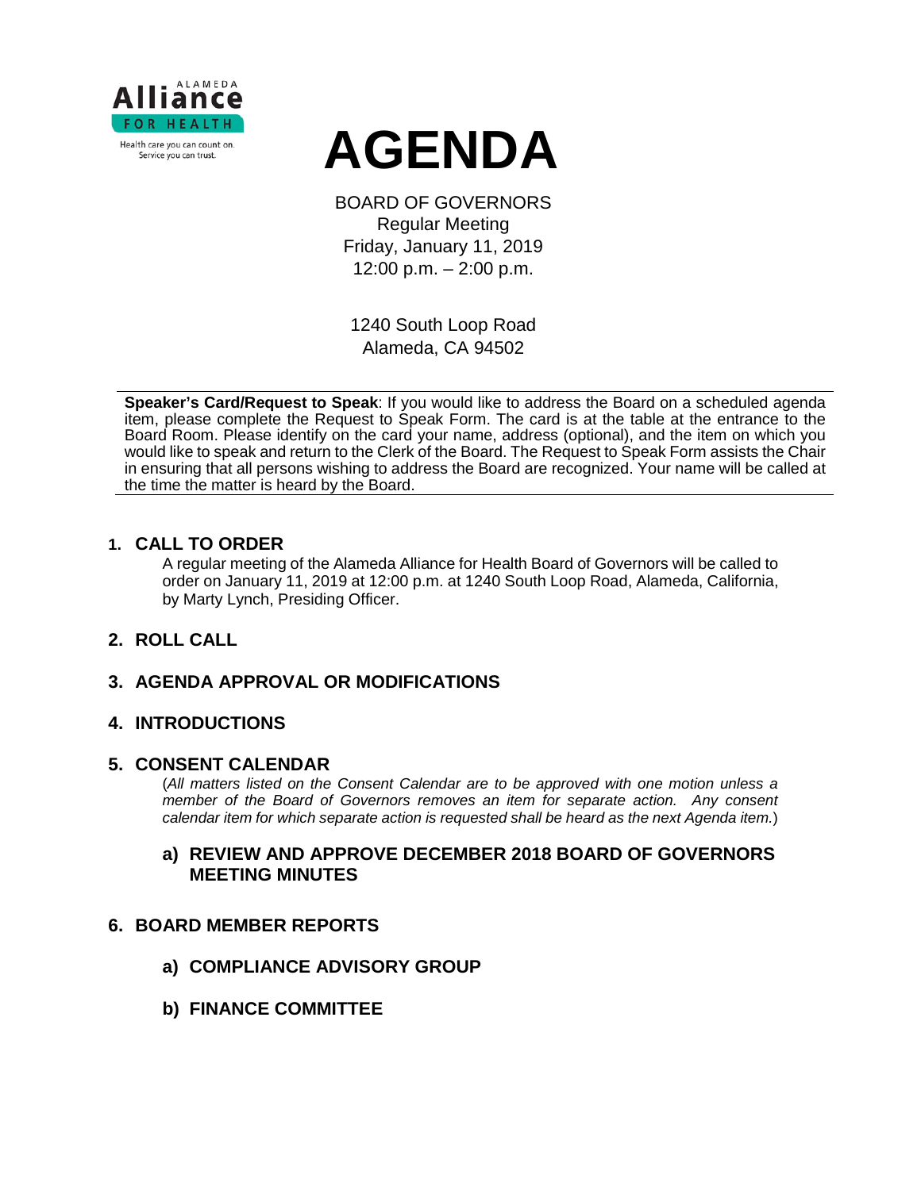ALAMEDA **Alliance** FOR HEALTH

Health care you can count on.
Service you can trust.

# AGENDA

BOARD OF GOVERNORS
Regular Meeting
Friday, January 11, 2019
12:00 p.m. – 2:00 p.m.

1240 South Loop Road
Alameda, CA 94502

**Speaker's Card/Request to Speak**: If you would like to address the Board on a scheduled agenda item, please complete the Request to Speak Form. The card is at the table at the entrance to the Board Room. Please identify on the card your name, address (optional), and the item on which you would like to speak and return to the Clerk of the Board. The Request to Speak Form assists the Chair in ensuring that all persons wishing to address the Board are recognized. Your name will be called at the time the matter is heard by the Board.

## 1. CALL TO ORDER

A regular meeting of the Alameda Alliance for Health Board of Governors will be called to order on January 11, 2019 at 12:00 p.m. at 1240 South Loop Road, Alameda, California, by Marty Lynch, Presiding Officer.

## 2. ROLL CALL

## 3. AGENDA APPROVAL OR MODIFICATIONS

## 4. INTRODUCTIONS

## 5. CONSENT CALENDAR

(*All matters listed on the Consent Calendar are to be approved with one motion unless a member of the Board of Governors removes an item for separate action. Any consent calendar item for which separate action is requested shall be heard as the next Agenda item.*)

### a) REVIEW AND APPROVE DECEMBER 2018 BOARD OF GOVERNORS MEETING MINUTES

## 6. BOARD MEMBER REPORTS

### a) COMPLIANCE ADVISORY GROUP

### b) FINANCE COMMITTEE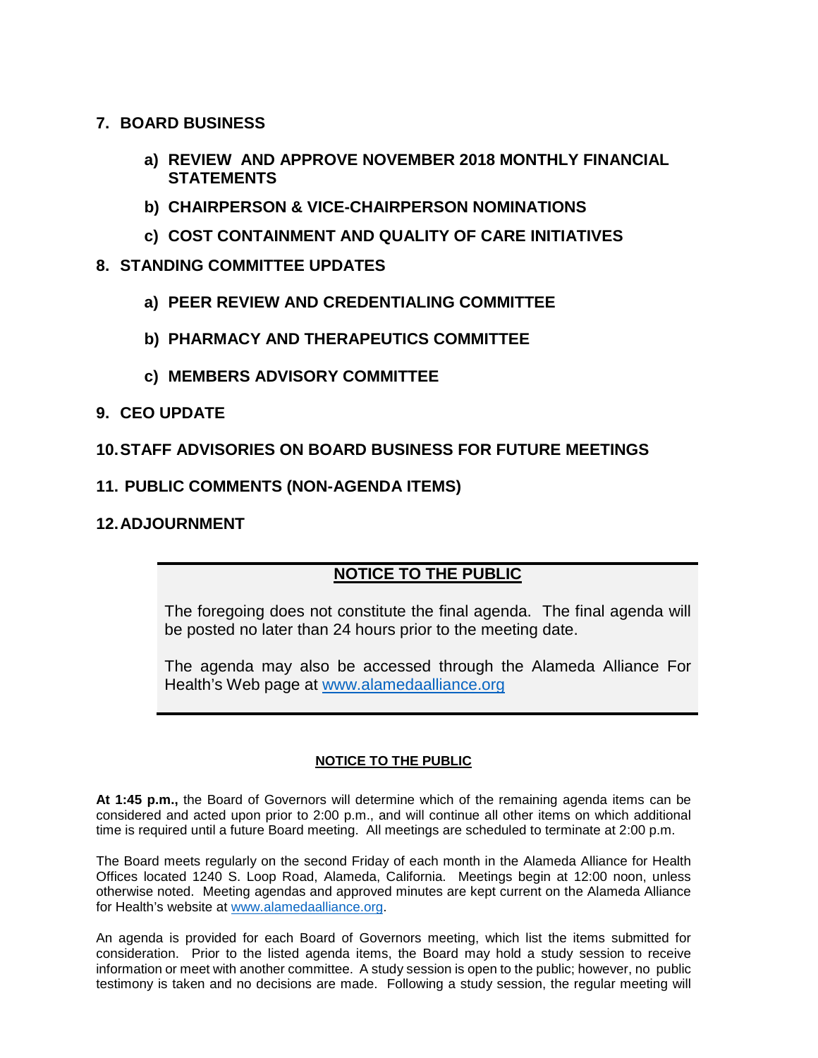## 7. BOARD BUSINESS

**a) REVIEW AND APPROVE NOVEMBER 2018 MONTHLY FINANCIAL STATEMENTS**

**b) CHAIRPERSON & VICE-CHAIRPERSON NOMINATIONS**

**c) COST CONTAINMENT AND QUALITY OF CARE INITIATIVES**

## 8. STANDING COMMITTEE UPDATES

**a) PEER REVIEW AND CREDENTIALING COMMITTEE**

**b) PHARMACY AND THERAPEUTICS COMMITTEE**

**c) MEMBERS ADVISORY COMMITTEE**

## 9. CEO UPDATE

## 10. STAFF ADVISORIES ON BOARD BUSINESS FOR FUTURE MEETINGS

## 11. PUBLIC COMMENTS (NON-AGENDA ITEMS)

## 12. ADJOURNMENT

---

**NOTICE TO THE PUBLIC**

The foregoing does not constitute the final agenda. The final agenda will be posted no later than 24 hours prior to the meeting date.

The agenda may also be accessed through the Alameda Alliance For Health's Web page at www.alamedaalliance.org

---

**NOTICE TO THE PUBLIC**

**At 1:45 p.m.,** the Board of Governors will determine which of the remaining agenda items can be considered and acted upon prior to 2:00 p.m., and will continue all other items on which additional time is required until a future Board meeting. All meetings are scheduled to terminate at 2:00 p.m.

The Board meets regularly on the second Friday of each month in the Alameda Alliance for Health Offices located 1240 S. Loop Road, Alameda, California. Meetings begin at 12:00 noon, unless otherwise noted. Meeting agendas and approved minutes are kept current on the Alameda Alliance for Health's website at www.alamedaalliance.org.

An agenda is provided for each Board of Governors meeting, which list the items submitted for consideration. Prior to the listed agenda items, the Board may hold a study session to receive information or meet with another committee. A study session is open to the public; however, no public testimony is taken and no decisions are made. Following a study session, the regular meeting will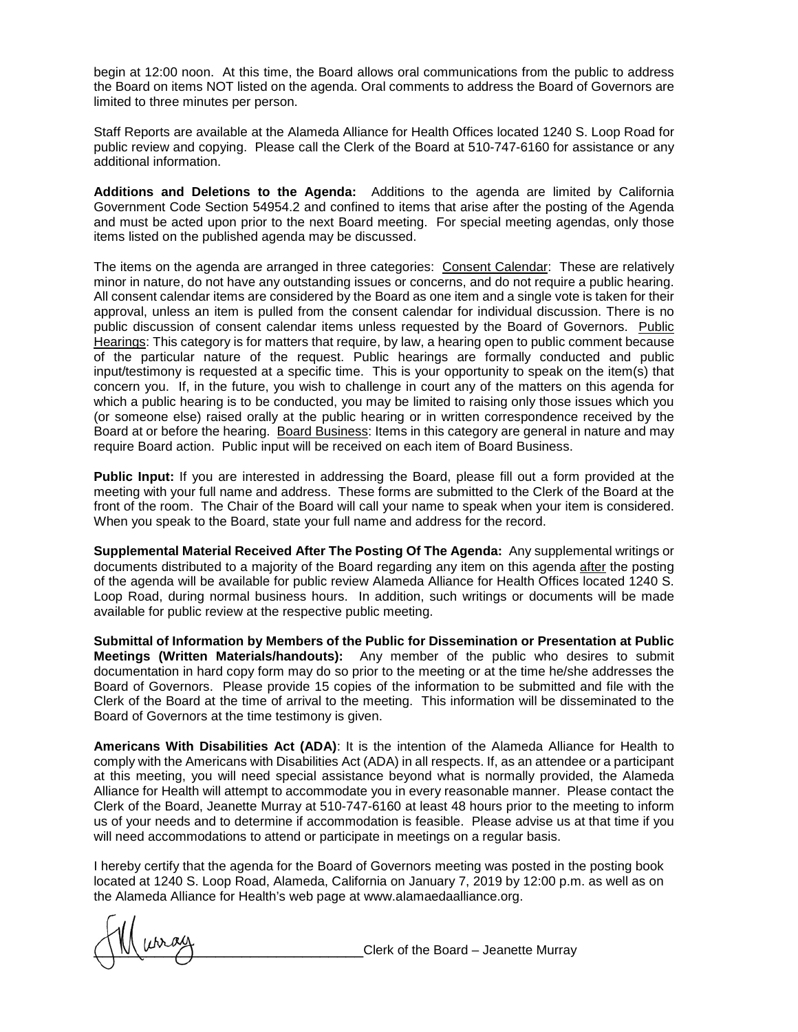begin at 12:00 noon. At this time, the Board allows oral communications from the public to address the Board on items NOT listed on the agenda. Oral comments to address the Board of Governors are limited to three minutes per person.

Staff Reports are available at the Alameda Alliance for Health Offices located 1240 S. Loop Road for public review and copying. Please call the Clerk of the Board at 510-747-6160 for assistance or any additional information.

**Additions and Deletions to the Agenda:** Additions to the agenda are limited by California Government Code Section 54954.2 and confined to items that arise after the posting of the Agenda and must be acted upon prior to the next Board meeting. For special meeting agendas, only those items listed on the published agenda may be discussed.

The items on the agenda are arranged in three categories: Consent Calendar: These are relatively minor in nature, do not have any outstanding issues or concerns, and do not require a public hearing. All consent calendar items are considered by the Board as one item and a single vote is taken for their approval, unless an item is pulled from the consent calendar for individual discussion. There is no public discussion of consent calendar items unless requested by the Board of Governors. Public Hearings: This category is for matters that require, by law, a hearing open to public comment because of the particular nature of the request. Public hearings are formally conducted and public input/testimony is requested at a specific time. This is your opportunity to speak on the item(s) that concern you. If, in the future, you wish to challenge in court any of the matters on this agenda for which a public hearing is to be conducted, you may be limited to raising only those issues which you (or someone else) raised orally at the public hearing or in written correspondence received by the Board at or before the hearing. Board Business: Items in this category are general in nature and may require Board action. Public input will be received on each item of Board Business.

**Public Input:** If you are interested in addressing the Board, please fill out a form provided at the meeting with your full name and address. These forms are submitted to the Clerk of the Board at the front of the room. The Chair of the Board will call your name to speak when your item is considered. When you speak to the Board, state your full name and address for the record.

**Supplemental Material Received After The Posting Of The Agenda:** Any supplemental writings or documents distributed to a majority of the Board regarding any item on this agenda after the posting of the agenda will be available for public review Alameda Alliance for Health Offices located 1240 S. Loop Road, during normal business hours. In addition, such writings or documents will be made available for public review at the respective public meeting.

**Submittal of Information by Members of the Public for Dissemination or Presentation at Public Meetings (Written Materials/handouts):** Any member of the public who desires to submit documentation in hard copy form may do so prior to the meeting or at the time he/she addresses the Board of Governors. Please provide 15 copies of the information to be submitted and file with the Clerk of the Board at the time of arrival to the meeting. This information will be disseminated to the Board of Governors at the time testimony is given.

**Americans With Disabilities Act (ADA)**: It is the intention of the Alameda Alliance for Health to comply with the Americans with Disabilities Act (ADA) in all respects. If, as an attendee or a participant at this meeting, you will need special assistance beyond what is normally provided, the Alameda Alliance for Health will attempt to accommodate you in every reasonable manner. Please contact the Clerk of the Board, Jeanette Murray at 510-747-6160 at least 48 hours prior to the meeting to inform us of your needs and to determine if accommodation is feasible. Please advise us at that time if you will need accommodations to attend or participate in meetings on a regular basis.

I hereby certify that the agenda for the Board of Governors meeting was posted in the posting book located at 1240 S. Loop Road, Alameda, California on January 7, 2019 by 12:00 p.m. as well as on the Alameda Alliance for Health's web page at www.alamaedaalliance.org.

JMurray

Clerk of the Board – Jeanette Murray